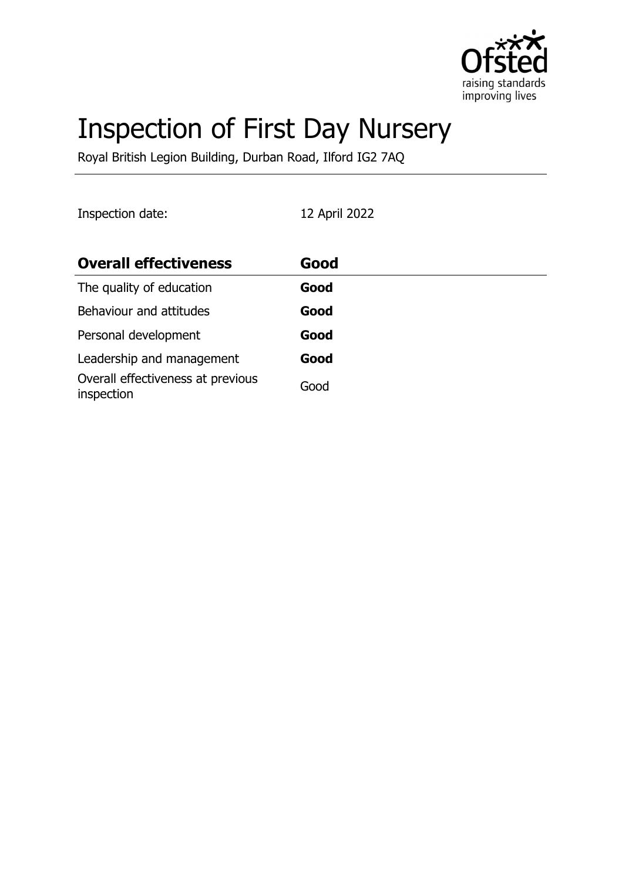# Inspection of First Day Nursery

Royal British Legion Building, Durban Road, Ilford IG2 7AQ

Inspection date: 12 April 2022

| **Overall effectiveness** | **Good** |
|---|---|
| The quality of education | **Good** |
| Behaviour and attitudes | **Good** |
| Personal development | **Good** |
| Leadership and management | **Good** |
| Overall effectiveness at previous inspection | Good |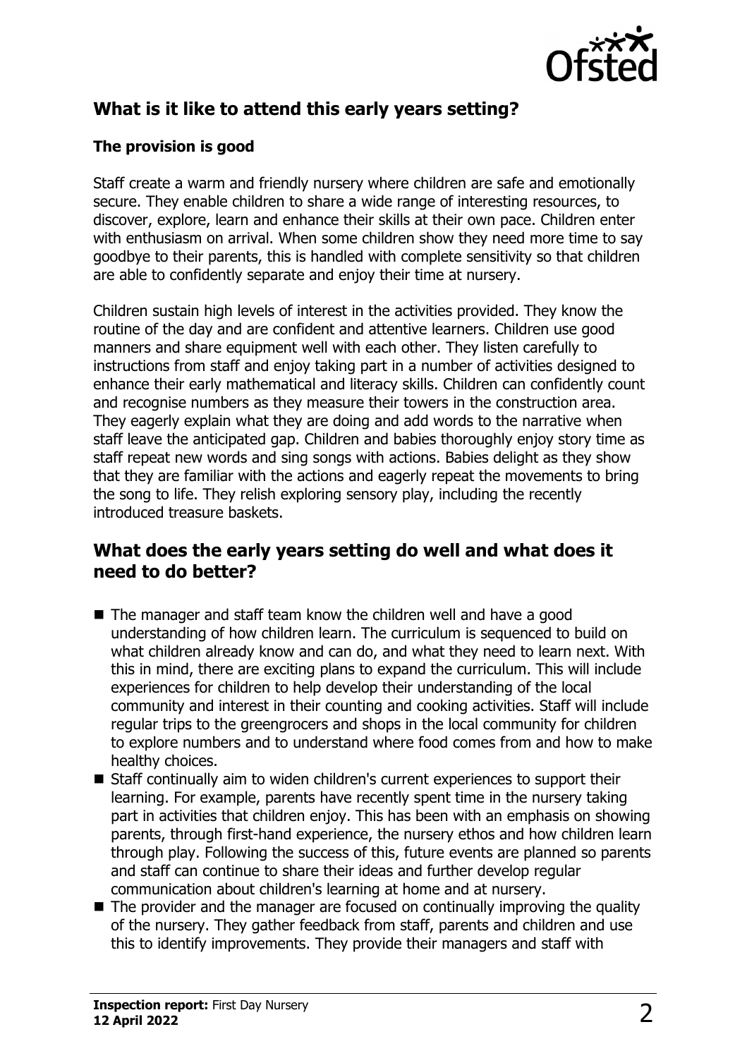## What is it like to attend this early years setting?

### The provision is good

Staff create a warm and friendly nursery where children are safe and emotionally secure. They enable children to share a wide range of interesting resources, to discover, explore, learn and enhance their skills at their own pace. Children enter with enthusiasm on arrival. When some children show they need more time to say goodbye to their parents, this is handled with complete sensitivity so that children are able to confidently separate and enjoy their time at nursery.

Children sustain high levels of interest in the activities provided. They know the routine of the day and are confident and attentive learners. Children use good manners and share equipment well with each other. They listen carefully to instructions from staff and enjoy taking part in a number of activities designed to enhance their early mathematical and literacy skills. Children can confidently count and recognise numbers as they measure their towers in the construction area. They eagerly explain what they are doing and add words to the narrative when staff leave the anticipated gap. Children and babies thoroughly enjoy story time as staff repeat new words and sing songs with actions. Babies delight as they show that they are familiar with the actions and eagerly repeat the movements to bring the song to life. They relish exploring sensory play, including the recently introduced treasure baskets.

## What does the early years setting do well and what does it need to do better?

- The manager and staff team know the children well and have a good understanding of how children learn. The curriculum is sequenced to build on what children already know and can do, and what they need to learn next. With this in mind, there are exciting plans to expand the curriculum. This will include experiences for children to help develop their understanding of the local community and interest in their counting and cooking activities. Staff will include regular trips to the greengrocers and shops in the local community for children to explore numbers and to understand where food comes from and how to make healthy choices.
- Staff continually aim to widen children's current experiences to support their learning. For example, parents have recently spent time in the nursery taking part in activities that children enjoy. This has been with an emphasis on showing parents, through first-hand experience, the nursery ethos and how children learn through play. Following the success of this, future events are planned so parents and staff can continue to share their ideas and further develop regular communication about children's learning at home and at nursery.
- The provider and the manager are focused on continually improving the quality of the nursery. They gather feedback from staff, parents and children and use this to identify improvements. They provide their managers and staff with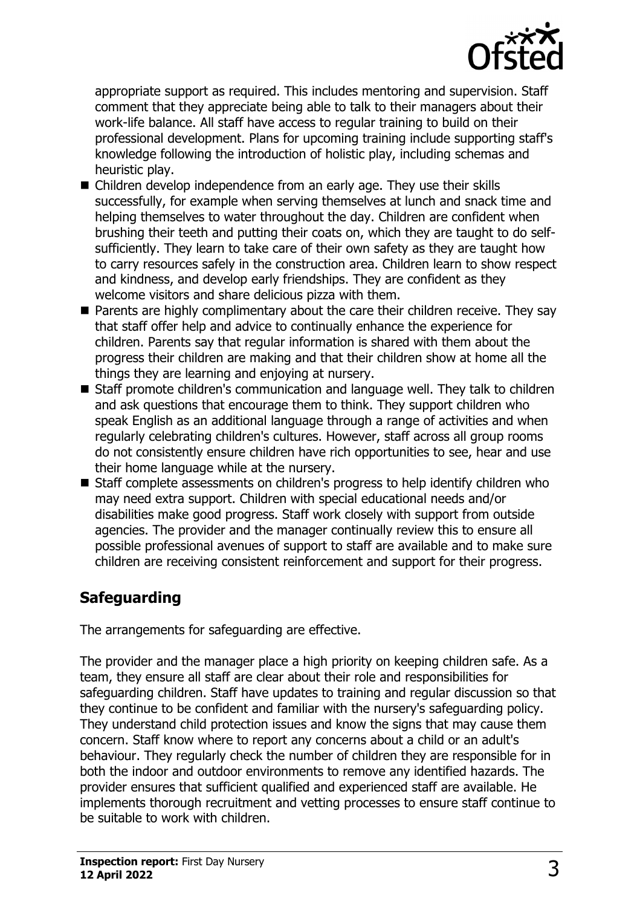appropriate support as required. This includes mentoring and supervision. Staff comment that they appreciate being able to talk to their managers about their work-life balance. All staff have access to regular training to build on their professional development. Plans for upcoming training include supporting staff's knowledge following the introduction of holistic play, including schemas and heuristic play.

- Children develop independence from an early age. They use their skills successfully, for example when serving themselves at lunch and snack time and helping themselves to water throughout the day. Children are confident when brushing their teeth and putting their coats on, which they are taught to do self-sufficiently. They learn to take care of their own safety as they are taught how to carry resources safely in the construction area. Children learn to show respect and kindness, and develop early friendships. They are confident as they welcome visitors and share delicious pizza with them.
- Parents are highly complimentary about the care their children receive. They say that staff offer help and advice to continually enhance the experience for children. Parents say that regular information is shared with them about the progress their children are making and that their children show at home all the things they are learning and enjoying at nursery.
- Staff promote children's communication and language well. They talk to children and ask questions that encourage them to think. They support children who speak English as an additional language through a range of activities and when regularly celebrating children's cultures. However, staff across all group rooms do not consistently ensure children have rich opportunities to see, hear and use their home language while at the nursery.
- Staff complete assessments on children's progress to help identify children who may need extra support. Children with special educational needs and/or disabilities make good progress. Staff work closely with support from outside agencies. The provider and the manager continually review this to ensure all possible professional avenues of support to staff are available and to make sure children are receiving consistent reinforcement and support for their progress.

## Safeguarding

The arrangements for safeguarding are effective.

The provider and the manager place a high priority on keeping children safe. As a team, they ensure all staff are clear about their role and responsibilities for safeguarding children. Staff have updates to training and regular discussion so that they continue to be confident and familiar with the nursery's safeguarding policy. They understand child protection issues and know the signs that may cause them concern. Staff know where to report any concerns about a child or an adult's behaviour. They regularly check the number of children they are responsible for in both the indoor and outdoor environments to remove any identified hazards. The provider ensures that sufficient qualified and experienced staff are available. He implements thorough recruitment and vetting processes to ensure staff continue to be suitable to work with children.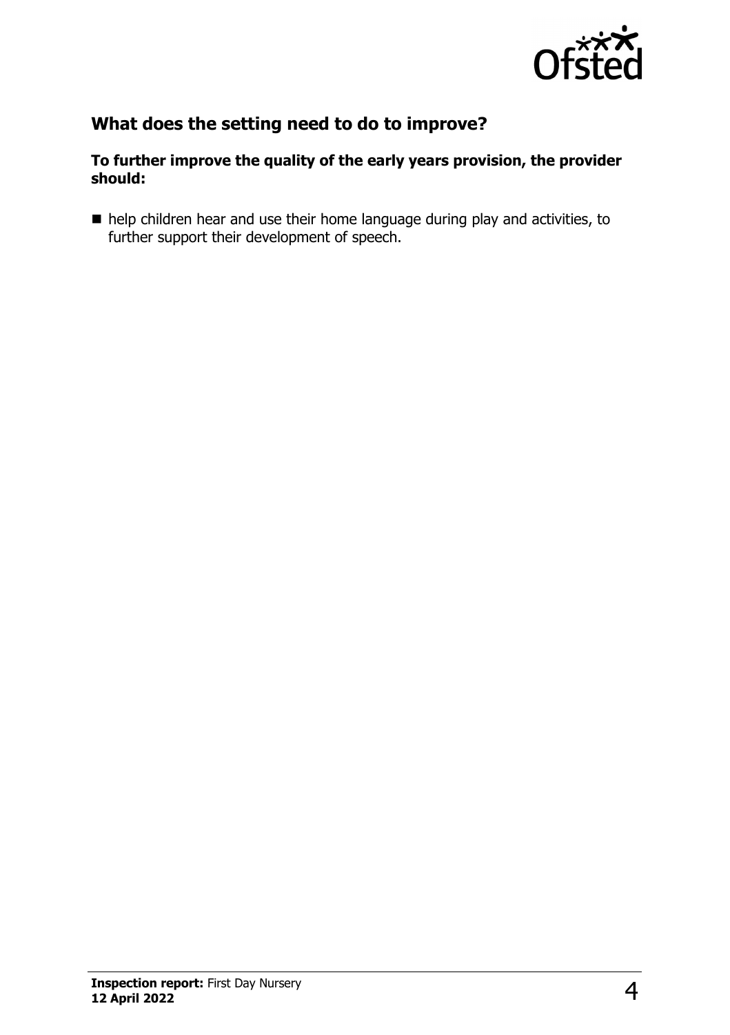## What does the setting need to do to improve?

**To further improve the quality of the early years provision, the provider should:**

- help children hear and use their home language during play and activities, to further support their development of speech.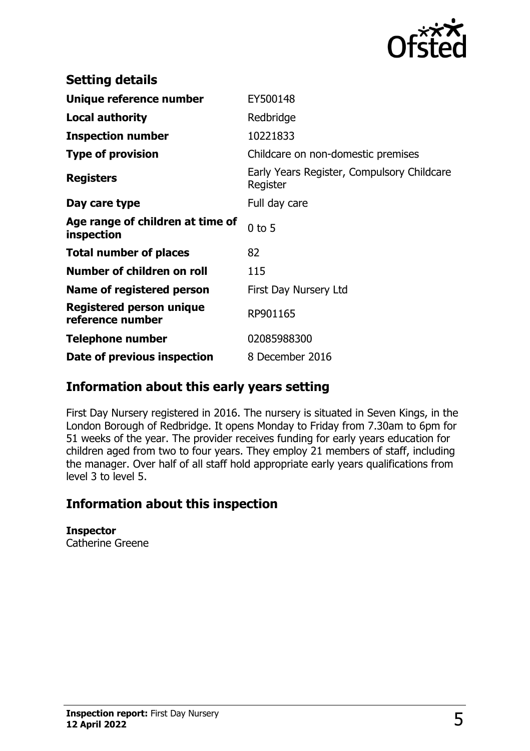## Setting details

| | |
|---|---|
| **Unique reference number** | EY500148 |
| **Local authority** | Redbridge |
| **Inspection number** | 10221833 |
| **Type of provision** | Childcare on non-domestic premises |
| **Registers** | Early Years Register, Compulsory Childcare Register |
| **Day care type** | Full day care |
| **Age range of children at time of inspection** | 0 to 5 |
| **Total number of places** | 82 |
| **Number of children on roll** | 115 |
| **Name of registered person** | First Day Nursery Ltd |
| **Registered person unique reference number** | RP901165 |
| **Telephone number** | 02085988300 |
| **Date of previous inspection** | 8 December 2016 |

## Information about this early years setting

First Day Nursery registered in 2016. The nursery is situated in Seven Kings, in the London Borough of Redbridge. It opens Monday to Friday from 7.30am to 6pm for 51 weeks of the year. The provider receives funding for early years education for children aged from two to four years. They employ 21 members of staff, including the manager. Over half of all staff hold appropriate early years qualifications from level 3 to level 5.

## Information about this inspection

**Inspector**
Catherine Greene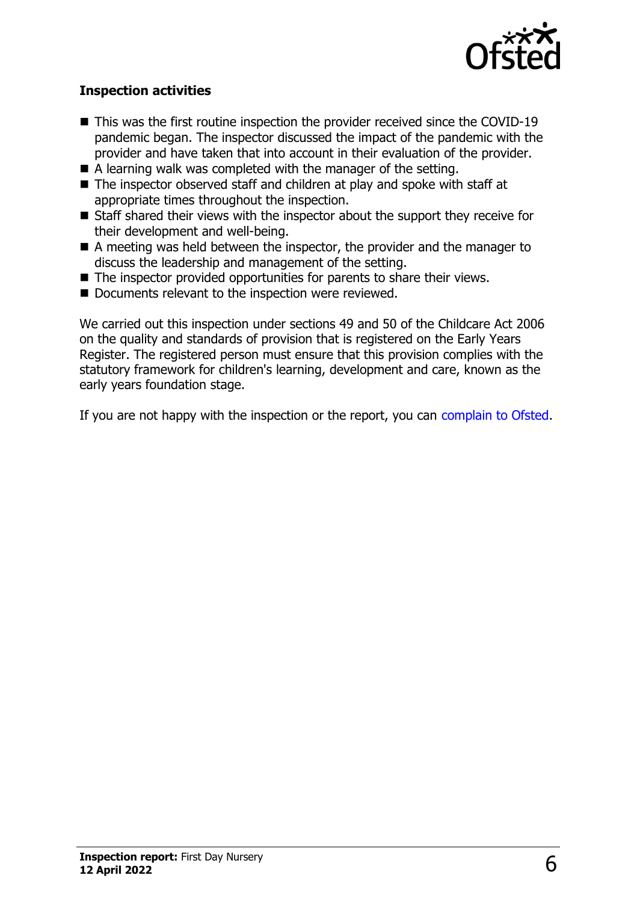### Inspection activities

- This was the first routine inspection the provider received since the COVID-19 pandemic began. The inspector discussed the impact of the pandemic with the provider and have taken that into account in their evaluation of the provider.
- A learning walk was completed with the manager of the setting.
- The inspector observed staff and children at play and spoke with staff at appropriate times throughout the inspection.
- Staff shared their views with the inspector about the support they receive for their development and well-being.
- A meeting was held between the inspector, the provider and the manager to discuss the leadership and management of the setting.
- The inspector provided opportunities for parents to share their views.
- Documents relevant to the inspection were reviewed.

We carried out this inspection under sections 49 and 50 of the Childcare Act 2006 on the quality and standards of provision that is registered on the Early Years Register. The registered person must ensure that this provision complies with the statutory framework for children's learning, development and care, known as the early years foundation stage.

If you are not happy with the inspection or the report, you can complain to Ofsted.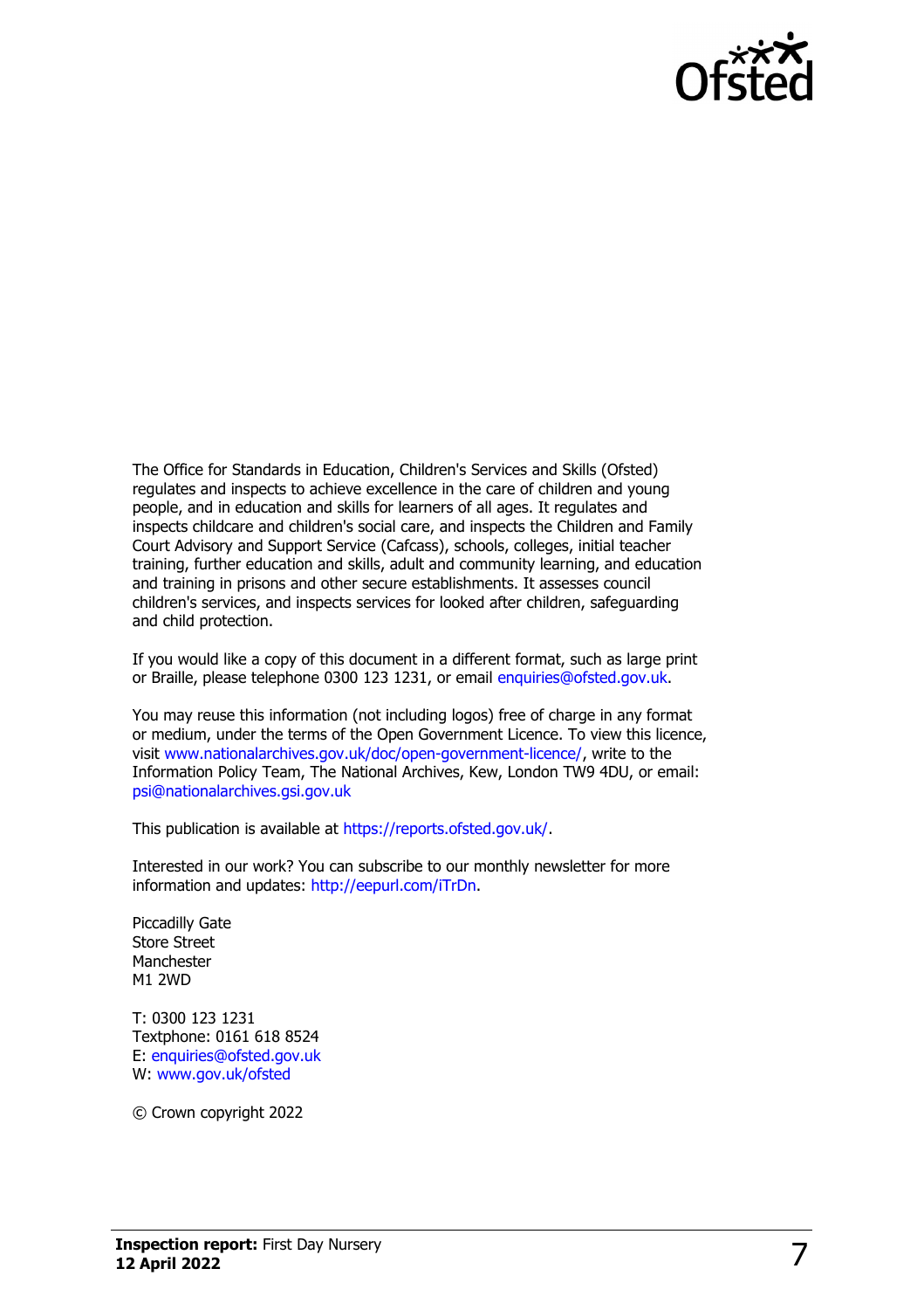The Office for Standards in Education, Children's Services and Skills (Ofsted) regulates and inspects to achieve excellence in the care of children and young people, and in education and skills for learners of all ages. It regulates and inspects childcare and children's social care, and inspects the Children and Family Court Advisory and Support Service (Cafcass), schools, colleges, initial teacher training, further education and skills, adult and community learning, and education and training in prisons and other secure establishments. It assesses council children's services, and inspects services for looked after children, safeguarding and child protection.

If you would like a copy of this document in a different format, such as large print or Braille, please telephone 0300 123 1231, or email enquiries@ofsted.gov.uk.

You may reuse this information (not including logos) free of charge in any format or medium, under the terms of the Open Government Licence. To view this licence, visit www.nationalarchives.gov.uk/doc/open-government-licence/, write to the Information Policy Team, The National Archives, Kew, London TW9 4DU, or email: psi@nationalarchives.gsi.gov.uk

This publication is available at https://reports.ofsted.gov.uk/.

Interested in our work? You can subscribe to our monthly newsletter for more information and updates: http://eepurl.com/iTrDn.

Piccadilly Gate
Store Street
Manchester
M1 2WD

T: 0300 123 1231
Textphone: 0161 618 8524
E: enquiries@ofsted.gov.uk
W: www.gov.uk/ofsted

© Crown copyright 2022